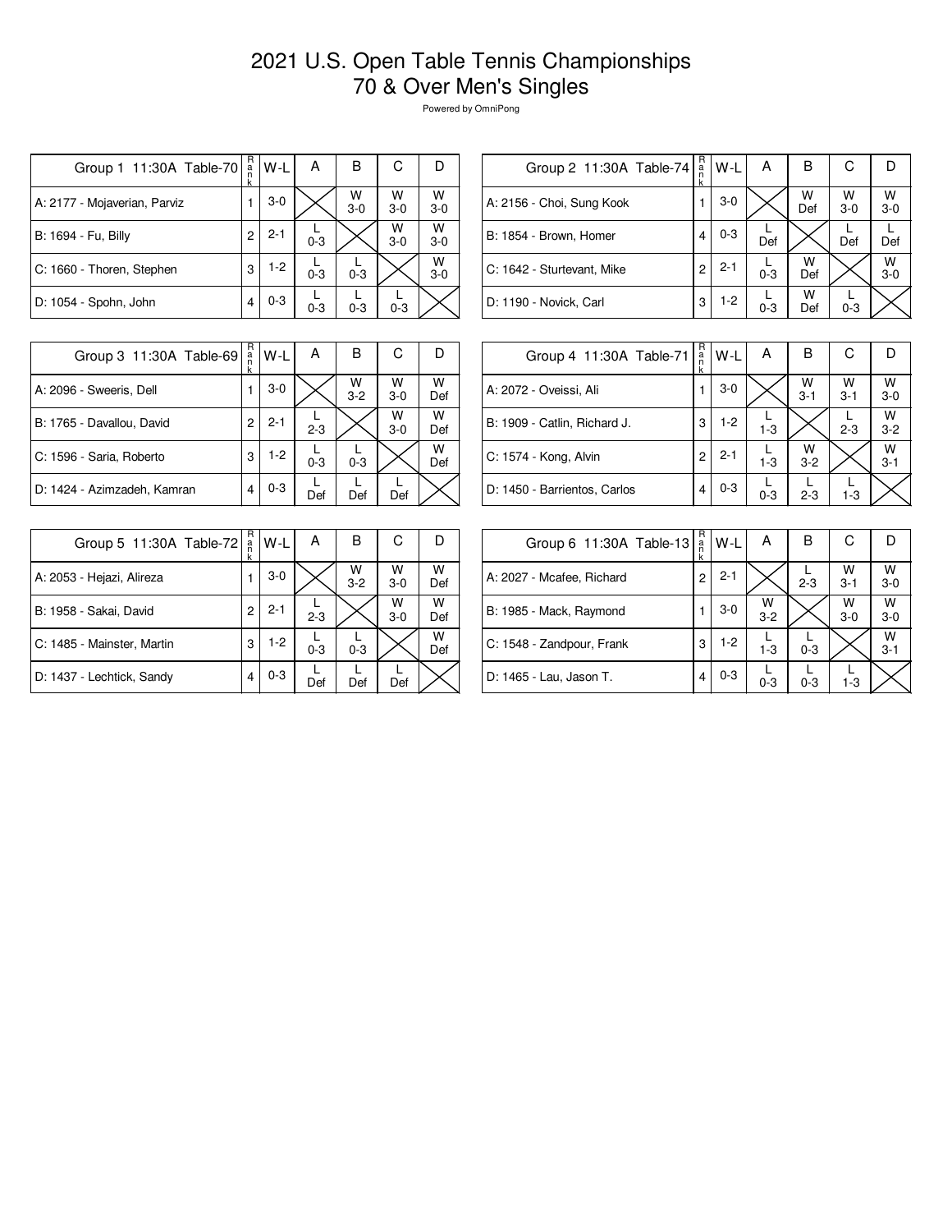# 2021 U.S. Open Table Tennis Championships
# 70 & Over Men's Singles

Powered by OmniPong

| Group 1 11:30A Table-70 | Rank | W-L | A | B | C | D |
|---|---|---|---|---|---|---|
| A: 2177 - Mojaverian, Parviz | 1 | 3-0 | | W 3-0 | W 3-0 | W 3-0 |
| B: 1694 - Fu, Billy | 2 | 2-1 | L 0-3 | | W 3-0 | W 3-0 |
| C: 1660 - Thoren, Stephen | 3 | 1-2 | L 0-3 | L 0-3 | | W 3-0 |
| D: 1054 - Spohn, John | 4 | 0-3 | L 0-3 | L 0-3 | L 0-3 | |

| Group 2 11:30A Table-74 | Rank | W-L | A | B | C | D |
|---|---|---|---|---|---|---|
| A: 2156 - Choi, Sung Kook | 1 | 3-0 | | W Def | W 3-0 | W 3-0 |
| B: 1854 - Brown, Homer | 4 | 0-3 | L Def | | L Def | L Def |
| C: 1642 - Sturtevant, Mike | 2 | 2-1 | L 0-3 | W Def | | W 3-0 |
| D: 1190 - Novick, Carl | 3 | 1-2 | L 0-3 | W Def | L 0-3 | |

| Group 3 11:30A Table-69 | Rank | W-L | A | B | C | D |
|---|---|---|---|---|---|---|
| A: 2096 - Sweeris, Dell | 1 | 3-0 | | W 3-2 | W 3-0 | W Def |
| B: 1765 - Davallou, David | 2 | 2-1 | L 2-3 | | W 3-0 | W Def |
| C: 1596 - Saria, Roberto | 3 | 1-2 | L 0-3 | L 0-3 | | W Def |
| D: 1424 - Azimzadeh, Kamran | 4 | 0-3 | L Def | L Def | L Def | |

| Group 4 11:30A Table-71 | Rank | W-L | A | B | C | D |
|---|---|---|---|---|---|---|
| A: 2072 - Oveissi, Ali | 1 | 3-0 | | W 3-1 | W 3-1 | W 3-0 |
| B: 1909 - Catlin, Richard J. | 3 | 1-2 | L 1-3 | | L 2-3 | W 3-2 |
| C: 1574 - Kong, Alvin | 2 | 2-1 | L 1-3 | W 3-2 | | W 3-1 |
| D: 1450 - Barrientos, Carlos | 4 | 0-3 | L 0-3 | L 2-3 | L 1-3 | |

| Group 5 11:30A Table-72 | Rank | W-L | A | B | C | D |
|---|---|---|---|---|---|---|
| A: 2053 - Hejazi, Alireza | 1 | 3-0 | | W 3-2 | W 3-0 | W Def |
| B: 1958 - Sakai, David | 2 | 2-1 | L 2-3 | | W 3-0 | W Def |
| C: 1485 - Mainster, Martin | 3 | 1-2 | L 0-3 | L 0-3 | | W Def |
| D: 1437 - Lechtick, Sandy | 4 | 0-3 | L Def | L Def | L Def | |

| Group 6 11:30A Table-13 | Rank | W-L | A | B | C | D |
|---|---|---|---|---|---|---|
| A: 2027 - Mcafee, Richard | 2 | 2-1 | | L 2-3 | W 3-1 | W 3-0 |
| B: 1985 - Mack, Raymond | 1 | 3-0 | W 3-2 | | W 3-0 | W 3-0 |
| C: 1548 - Zandpour, Frank | 3 | 1-2 | L 1-3 | L 0-3 | | W 3-1 |
| D: 1465 - Lau, Jason T. | 4 | 0-3 | L 0-3 | L 0-3 | L 1-3 | |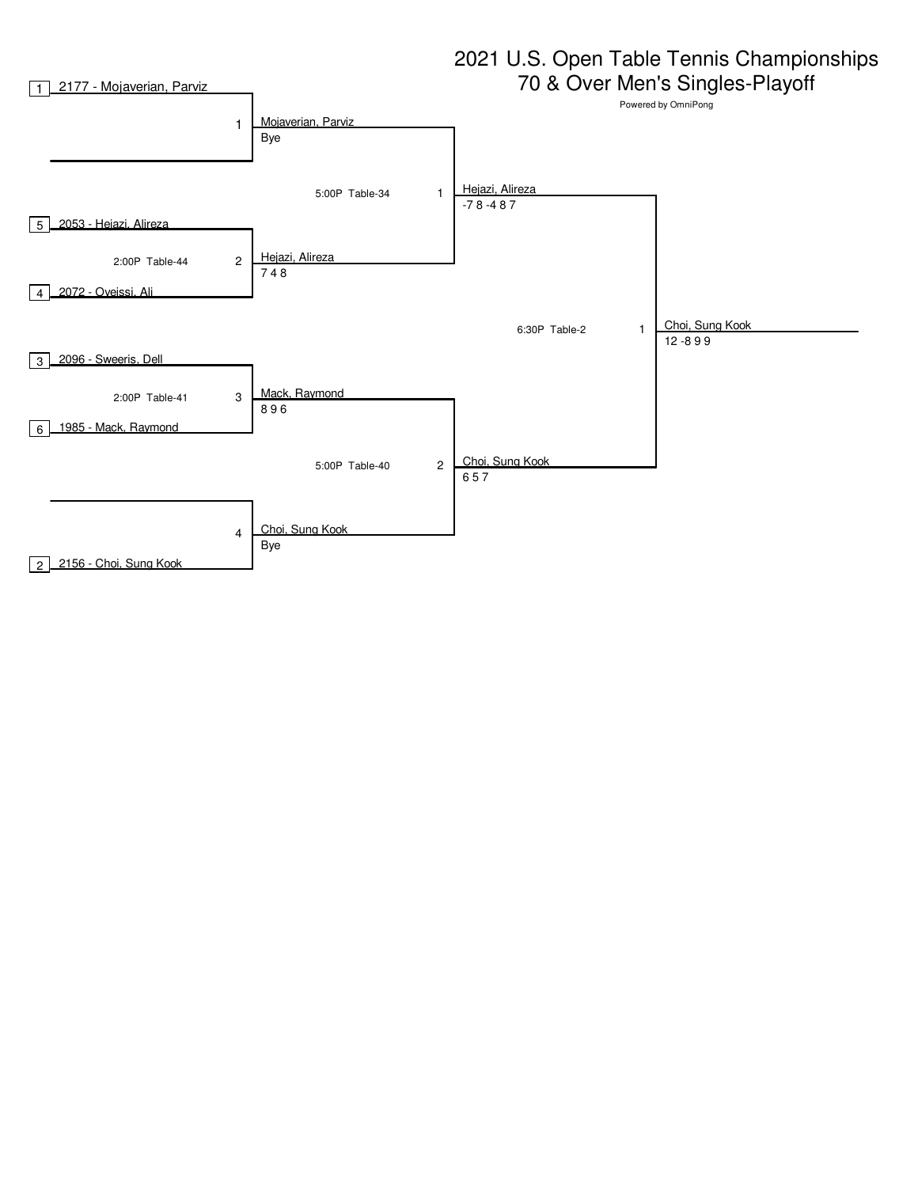# 2021 U.S. Open Table Tennis Championships

## 70 & Over Men's Singles-Playoff

Powered by OmniPong

1 2177 - Mojaverian, Parviz

1 Mojaverian, Parviz
Bye

5:00P Table-34 1 Hejazi, Alireza
-7 8 -4 8 7

5 2053 - Hejazi, Alireza

2:00P Table-44 2 Hejazi, Alireza
7 4 8

4 2072 - Oveissi, Ali

6:30P Table-2 1 Choi, Sung Kook
12 -8 9 9

3 2096 - Sweeris, Dell

2:00P Table-41 3 Mack, Raymond
8 9 6

6 1985 - Mack, Raymond

5:00P Table-40 2 Choi, Sung Kook
6 5 7

4 Choi, Sung Kook
Bye

2 2156 - Choi, Sung Kook